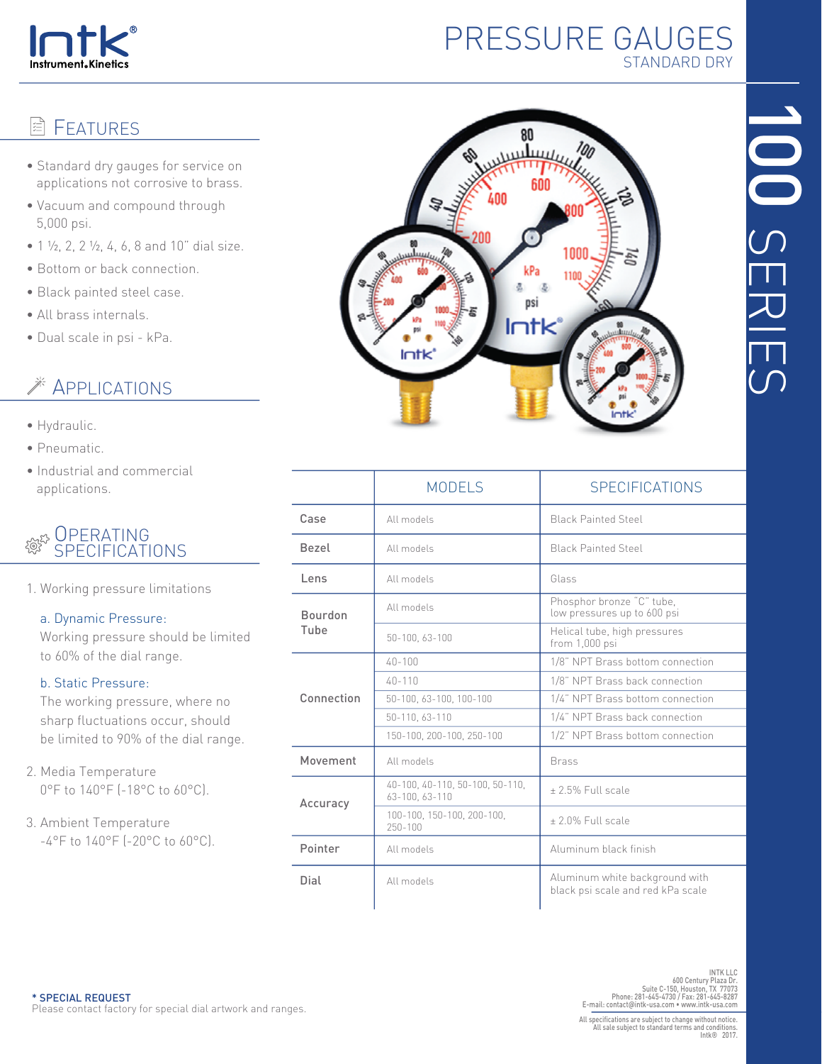# PRESSURE GAUGES

STANDARD DRY

100 SERIES

## FEATURES

- Standard dry gauges for service on applications not corrosive to brass.
- Vacuum and compound through 5,000 psi.
- 1 ½, 2, 2 ½, 4, 6, 8 and 10" dial size.
- Bottom or back connection.
- Black painted steel case.
- All brass internals.
- Dual scale in psi - kPa.

## APPLICATIONS

- Hydraulic.
- Pneumatic.
- Industrial and commercial applications.

## OPERATING SPECIFICATIONS

1. Working pressure limitations

   a. Dynamic Pressure:
   Working pressure should be limited to 60% of the dial range.

   b. Static Pressure:
   The working pressure, where no sharp fluctuations occur, should be limited to 90% of the dial range.

2. Media Temperature
   0°F to 140°F (-18°C to 60°C).

3. Ambient Temperature
   -4°F to 140°F (-20°C to 60°C).

| | MODELS | SPECIFICATIONS |
|---|---|---|
| Case | All models | Black Painted Steel |
| Bezel | All models | Black Painted Steel |
| Lens | All models | Glass |
| Bourdon Tube | All models | Phosphor bronze "C" tube, low pressures up to 600 psi |
| | 50-100, 63-100 | Helical tube, high pressures from 1,000 psi |
| Connection | 40-100 | 1/8" NPT Brass bottom connection |
| | 40-110 | 1/8" NPT Brass back connection |
| | 50-100, 63-100, 100-100 | 1/4" NPT Brass bottom connection |
| | 50-110, 63-110 | 1/4" NPT Brass back connection |
| | 150-100, 200-100, 250-100 | 1/2" NPT Brass bottom connection |
| Movement | All models | Brass |
| Accuracy | 40-100, 40-110, 50-100, 50-110, 63-100, 63-110 | ± 2.5% Full scale |
| | 100-100, 150-100, 200-100, 250-100 | ± 2.0% Full scale |
| Pointer | All models | Aluminum black finish |
| Dial | All models | Aluminum white background with black psi scale and red kPa scale |

**\* SPECIAL REQUEST**
Please contact factory for special dial artwork and ranges.

INTK LLC
600 Century Plaza Dr.
Suite C-150, Houston, TX 77073
Phone: 281-645-4730 / Fax: 281-645-8287
E-mail: contact@intk-usa.com • www.intk-usa.com

All specifications are subject to change without notice.
All sale subject to standard terms and conditions.
Intk® 2017.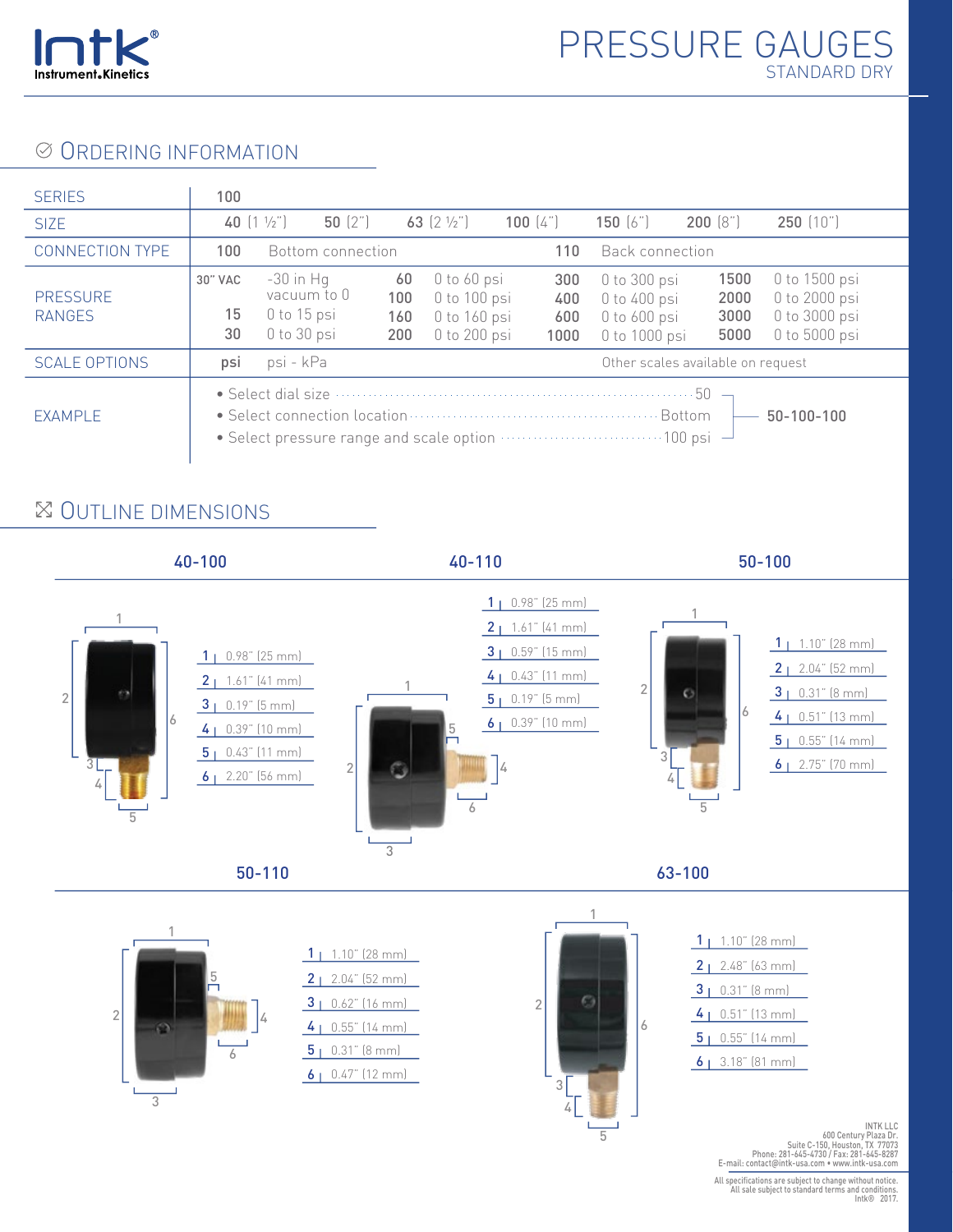# PRESSURE GAUGES
## STANDARD DRY

## ORDERING INFORMATION

| | | | | | | | | |
|---|---|---|---|---|---|---|---|---|
| SERIES | 100 | | | | | | | |
| SIZE | 40 (1 ½") | 50 (2") | 63 (2 ½") | 100 (4") | 150 (6") | 200 (8") | 250 (10") | |
| CONNECTION TYPE | 100 | Bottom connection | 110 | Back connection | | | | |
| PRESSURE RANGES | 30" VAC | -30 in Hg vacuum to 0 | 60 | 0 to 60 psi | 300 | 0 to 300 psi | 1500 | 0 to 1500 psi |
| | | | 100 | 0 to 100 psi | 400 | 0 to 400 psi | 2000 | 0 to 2000 psi |
| | 15 | 0 to 15 psi | 160 | 0 to 160 psi | 600 | 0 to 600 psi | 3000 | 0 to 3000 psi |
| | 30 | 0 to 30 psi | 200 | 0 to 200 psi | 1000 | 0 to 1000 psi | 5000 | 0 to 5000 psi |
| SCALE OPTIONS | psi | psi - kPa | Other scales available on request | | | | | |
| EXAMPLE | • Select dial size ........ 50 | | | | | | | 50-100-100 |
| | • Select connection location ........ Bottom | | | | | | | |
| | • Select pressure range and scale option ........ 100 psi | | | | | | | |

## OUTLINE DIMENSIONS

### 40-100

1. 0.98" (25 mm)
2. 1.61" (41 mm)
3. 0.19" (5 mm)
4. 0.39" (10 mm)
5. 0.43" (11 mm)
6. 2.20" (56 mm)

### 40-110

1. 0.98" (25 mm)
2. 1.61" (41 mm)
3. 0.59" (15 mm)
4. 0.43" (11 mm)
5. 0.19" (5 mm)
6. 0.39" (10 mm)

### 50-100

1. 1.10" (28 mm)
2. 2.04" (52 mm)
3. 0.31" (8 mm)
4. 0.51" (13 mm)
5. 0.55" (14 mm)
6. 2.75" (70 mm)

### 50-110

1. 1.10" (28 mm)
2. 2.04" (52 mm)
3. 0.62" (16 mm)
4. 0.55" (14 mm)
5. 0.31" (8 mm)
6. 0.47" (12 mm)

### 63-100

1. 1.10" (28 mm)
2. 2.48" (63 mm)
3. 0.31" (8 mm)
4. 0.51" (13 mm)
5. 0.55" (14 mm)
6. 3.18" (81 mm)

INTK LLC
600 Century Plaza Dr.
Suite C-150, Houston, TX 77073
Phone: 281-645-4730 / Fax: 281-645-8287
E-mail: contact@intk-usa.com • www.intk-usa.com

All specifications are subject to change without notice.
All sale subject to standard terms and conditions.
Intk® 2017.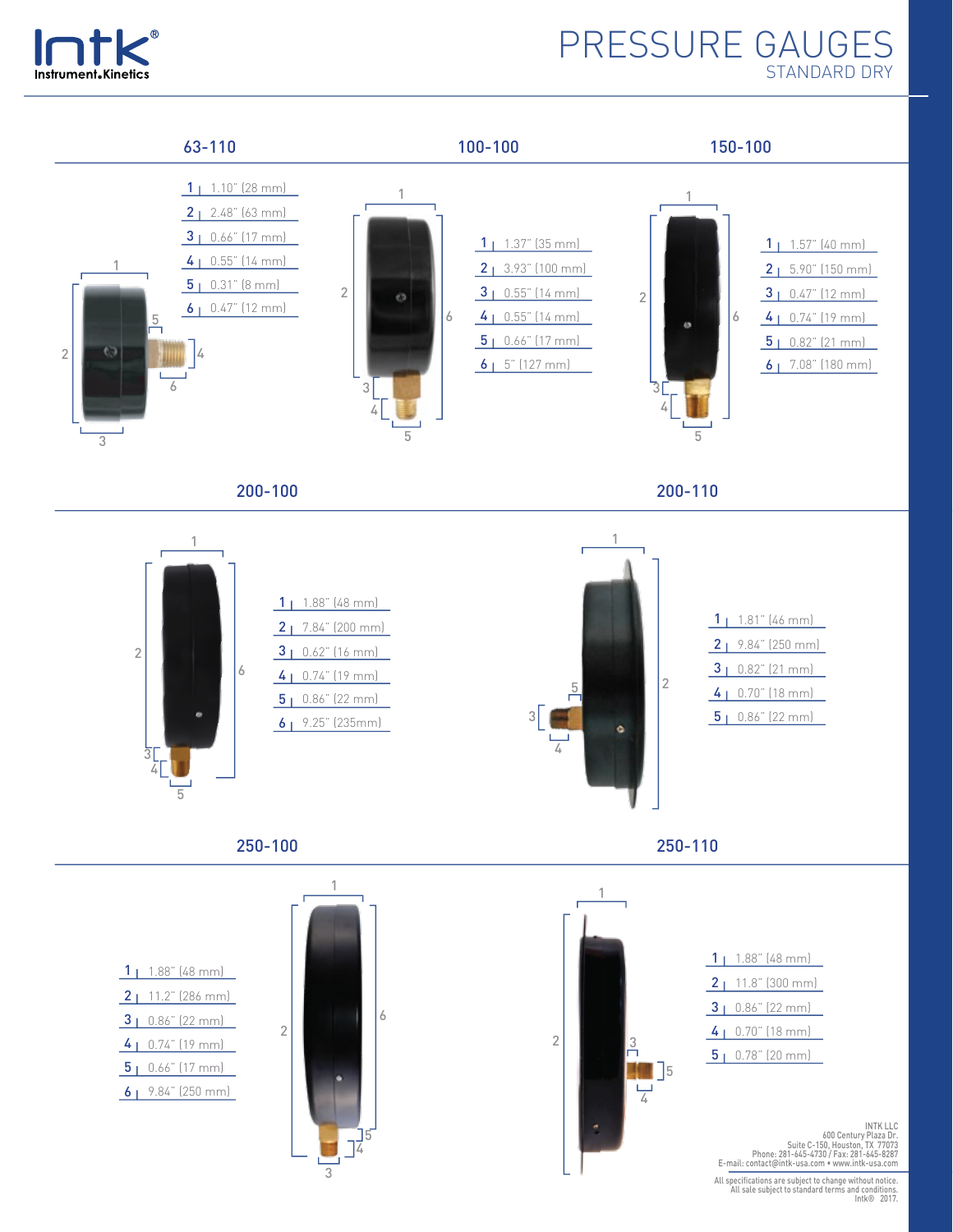# PRESSURE GAUGES

## STANDARD DRY

### 63-110

| | |
|---|---|
| 1 | 1.10" (28 mm) |
| 2 | 2.48" (63 mm) |
| 3 | 0.66" (17 mm) |
| 4 | 0.55" (14 mm) |
| 5 | 0.31" (8 mm) |
| 6 | 0.47" (12 mm) |

### 100-100

| | |
|---|---|
| 1 | 1.37" (35 mm) |
| 2 | 3.93" (100 mm) |
| 3 | 0.55" (14 mm) |
| 4 | 0.55" (14 mm) |
| 5 | 0.66" (17 mm) |
| 6 | 5" (127 mm) |

### 150-100

| | |
|---|---|
| 1 | 1.57" (40 mm) |
| 2 | 5.90" (150 mm) |
| 3 | 0.47" (12 mm) |
| 4 | 0.74" (19 mm) |
| 5 | 0.82" (21 mm) |
| 6 | 7.08" (180 mm) |

### 200-100

| | |
|---|---|
| 1 | 1.88" (48 mm) |
| 2 | 7.84" (200 mm) |
| 3 | 0.62" (16 mm) |
| 4 | 0.74" (19 mm) |
| 5 | 0.86" (22 mm) |
| 6 | 9.25" (235mm) |

### 200-110

| | |
|---|---|
| 1 | 1.81" (46 mm) |
| 2 | 9.84" (250 mm) |
| 3 | 0.82" (21 mm) |
| 4 | 0.70" (18 mm) |
| 5 | 0.86" (22 mm) |

### 250-100

| | |
|---|---|
| 1 | 1.88" (48 mm) |
| 2 | 11.2" (286 mm) |
| 3 | 0.86" (22 mm) |
| 4 | 0.74" (19 mm) |
| 5 | 0.66" (17 mm) |
| 6 | 9.84" (250 mm) |

### 250-110

| | |
|---|---|
| 1 | 1.88" (48 mm) |
| 2 | 11.8" (300 mm) |
| 3 | 0.86" (22 mm) |
| 4 | 0.70" (18 mm) |
| 5 | 0.78" (20 mm) |

INTK LLC
600 Century Plaza Dr.
Suite C-150, Houston, TX 77073
Phone: 281-645-4730 / Fax: 281-645-8287
E-mail: contact@intk-usa.com • www.intk-usa.com

All specifications are subject to change without notice.
All sale subject to standard terms and conditions.
Intk® 2017.